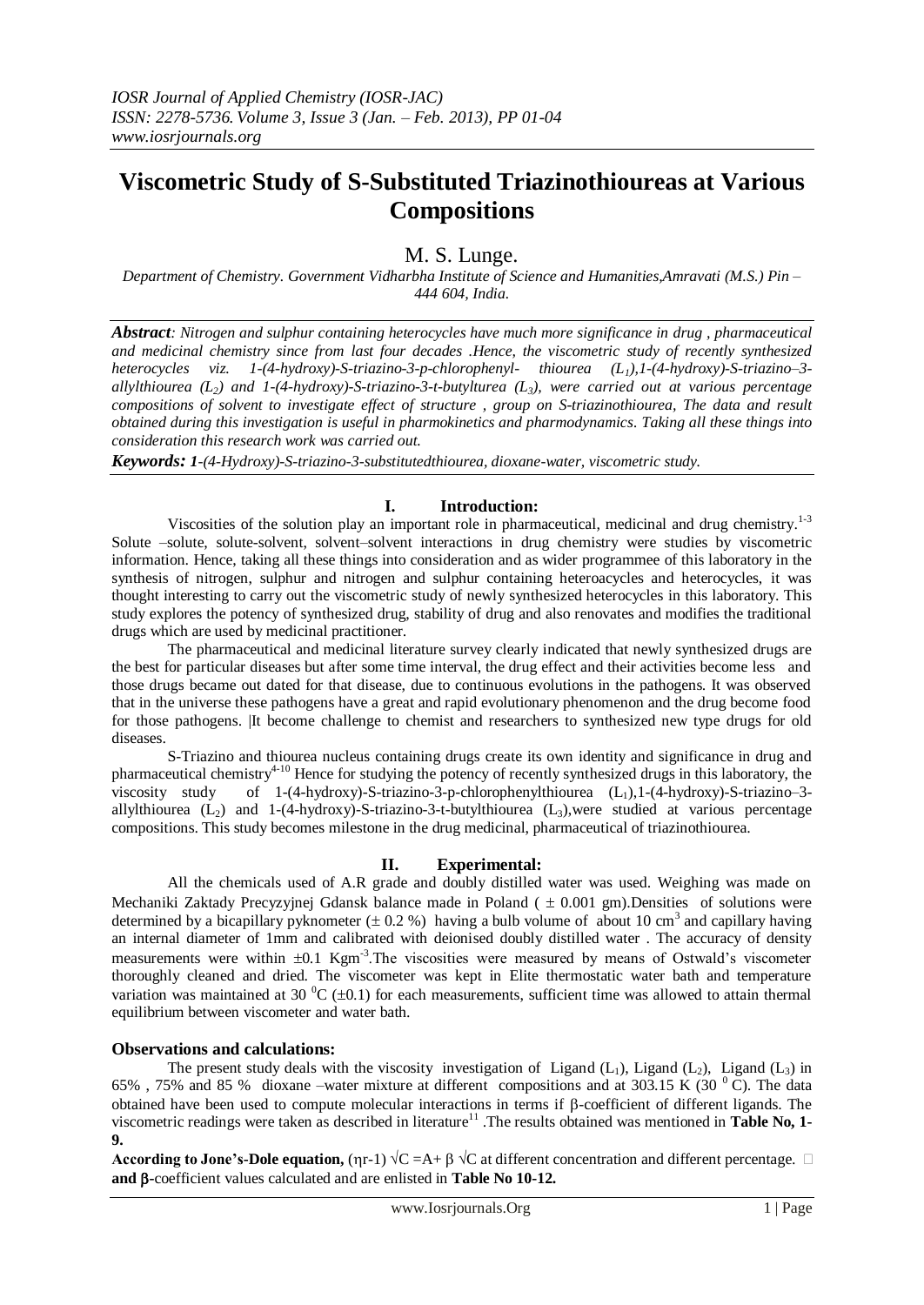# Viscometric Study of S-Substituted Triazinothioureas at Various Compositions

M. S. Lunge.

*Department of Chemistry. Government Vidharbha Institute of Science and Humanities,Amravati (M.S.) Pin – 444 604, India.*

***Abstract**: Nitrogen and sulphur containing heterocycles have much more significance in drug , pharmaceutical and medicinal chemistry since from last four decades .Hence, the viscometric study of recently synthesized heterocycles viz. 1-(4-hydroxy)-S-triazino-3-p-chlorophenyl- thiourea ($L_1$),1-(4-hydroxy)-S-triazino–3-allylthiourea ($L_2$) and 1-(4-hydroxy)-S-triazino-3-t-butylturea ($L_3$), were carried out at various percentage compositions of solvent to investigate effect of structure , group on S-triazinothiourea, The data and result obtained during this investigation is useful in pharmokinetics and pharmodynamics. Taking all these things into consideration this research work was carried out.*

***Keywords:** 1-(4-Hydroxy)-S-triazino-3-substitutedthiourea, dioxane-water, viscometric study.*

## I. Introduction:

Viscosities of the solution play an important role in pharmaceutical, medicinal and drug chemistry.[1-3] Solute –solute, solute-solvent, solvent–solvent interactions in drug chemistry were studies by viscometric information. Hence, taking all these things into consideration and as wider programmee of this laboratory in the synthesis of nitrogen, sulphur and nitrogen and sulphur containing heteroacycles and heterocycles, it was thought interesting to carry out the viscometric study of newly synthesized heterocycles in this laboratory. This study explores the potency of synthesized drug, stability of drug and also renovates and modifies the traditional drugs which are used by medicinal practitioner.

The pharmaceutical and medicinal literature survey clearly indicated that newly synthesized drugs are the best for particular diseases but after some time interval, the drug effect and their activities become less and those drugs became out dated for that disease, due to continuous evolutions in the pathogens. It was observed that in the universe these pathogens have a great and rapid evolutionary phenomenon and the drug become food for those pathogens. |It become challenge to chemist and researchers to synthesized new type drugs for old diseases.

S-Triazino and thiourea nucleus containing drugs create its own identity and significance in drug and pharmaceutical chemistry[4-10] Hence for studying the potency of recently synthesized drugs in this laboratory, the viscosity study of 1-(4-hydroxy)-S-triazino-3-p-chlorophenylthiourea ($L_1$),1-(4-hydroxy)-S-triazino–3-allylthiourea ($L_2$) and 1-(4-hydroxy)-S-triazino-3-t-butylthiourea ($L_3$),were studied at various percentage compositions. This study becomes milestone in the drug medicinal, pharmaceutical of triazinothiourea.

## II. Experimental:

All the chemicals used of A.R grade and doubly distilled water was used. Weighing was made on Mechaniki Zaktady Precyzyjnej Gdansk balance made in Poland ( $\pm$ 0.001 gm).Densities of solutions were determined by a bicapillary pyknometer ($\pm$ 0.2 %) having a bulb volume of about 10 $cm^3$ and capillary having an internal diameter of 1mm and calibrated with deionised doubly distilled water . The accuracy of density measurements were within $\pm$0.1 $Kgm^{-3}$.The viscosities were measured by means of Ostwald's viscometer thoroughly cleaned and dried. The viscometer was kept in Elite thermostatic water bath and temperature variation was maintained at 30 $^0$C ($\pm$0.1) for each measurements, sufficient time was allowed to attain thermal equilibrium between viscometer and water bath.

### Observations and calculations:

The present study deals with the viscosity investigation of Ligand ($L_1$), Ligand ($L_2$), Ligand ($L_3$) in 65% , 75% and 85 % dioxane –water mixture at different compositions and at 303.15 K (30 $^0$ C). The data obtained have been used to compute molecular interactions in terms if β-coefficient of different ligands. The viscometric readings were taken as described in literature[11] .The results obtained was mentioned in **Table No, 1-9.**

**According to Jone's-Dole equation,** $(\eta r\text{-}1)\sqrt{C} = A + \beta\sqrt{C}$ at different concentration and different percentage. □ **and β**-coefficient values calculated and are enlisted in **Table No 10-12.**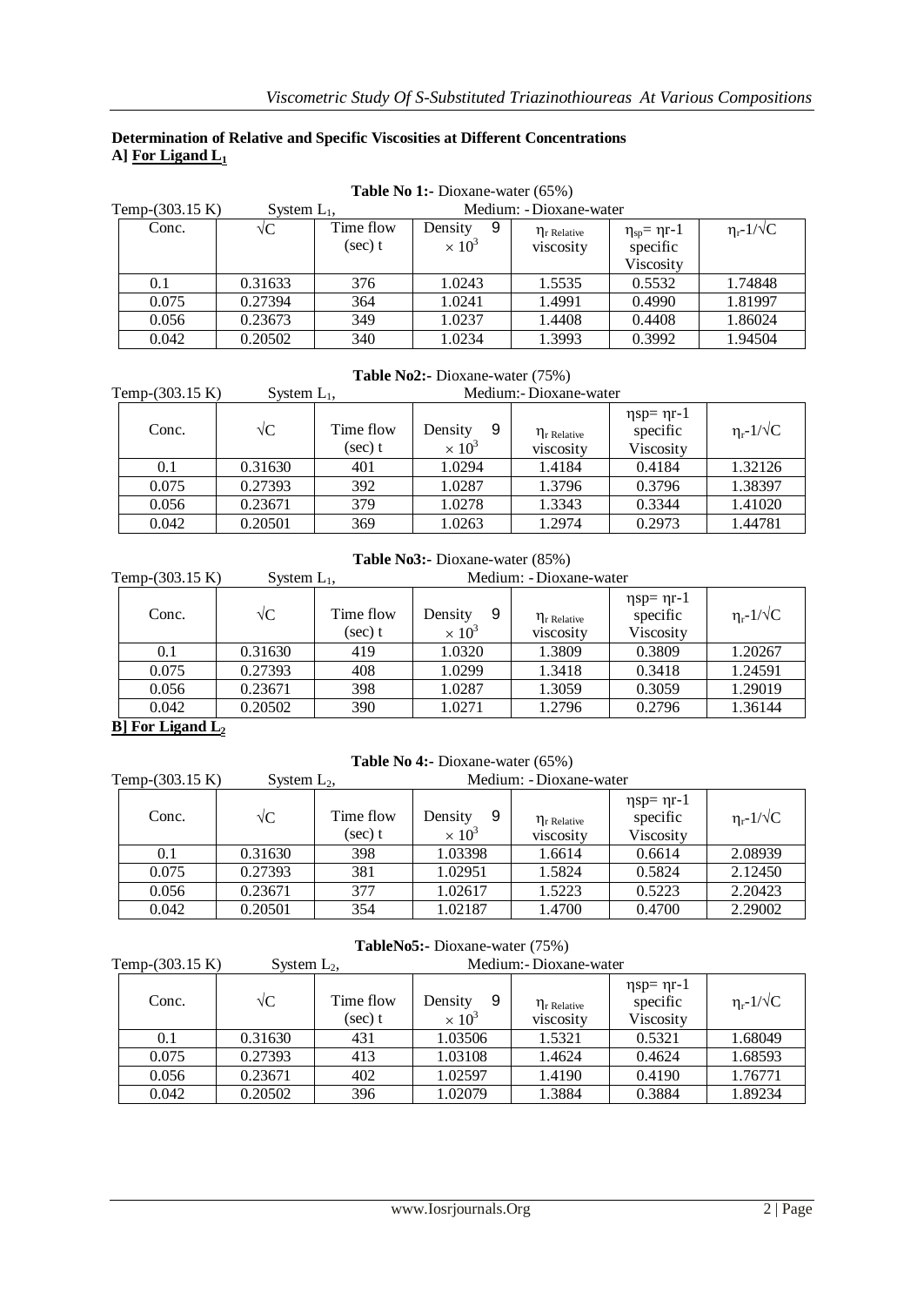**Determination of Relative and Specific Viscosities at Different Concentrations**

**A] For Ligand $L_1$**

**Table No 1:-** Dioxane-water (65%)

Temp-(303.15 K) System $L_1$, Medium: - Dioxane-water

| Conc. | $\sqrt{C}$ | Time flow (sec) t | Density 9 $\times 10^3$ | $\eta_r$ Relative viscosity | $\eta_{sp}= \eta r\text{-}1$ specific Viscosity | $\eta_r\text{-}1/\sqrt{C}$ |
|---|---|---|---|---|---|---|
| 0.1 | 0.31633 | 376 | 1.0243 | 1.5535 | 0.5532 | 1.74848 |
| 0.075 | 0.27394 | 364 | 1.0241 | 1.4991 | 0.4990 | 1.81997 |
| 0.056 | 0.23673 | 349 | 1.0237 | 1.4408 | 0.4408 | 1.86024 |
| 0.042 | 0.20502 | 340 | 1.0234 | 1.3993 | 0.3992 | 1.94504 |

**Table No2:-** Dioxane-water (75%)

Temp-(303.15 K) System $L_1$, Medium:- Dioxane-water

| Conc. | $\sqrt{C}$ | Time flow (sec) t | Density 9 $\times 10^3$ | $\eta_r$ Relative viscosity | $\eta sp= \eta r\text{-}1$ specific Viscosity | $\eta_r\text{-}1/\sqrt{C}$ |
|---|---|---|---|---|---|---|
| 0.1 | 0.31630 | 401 | 1.0294 | 1.4184 | 0.4184 | 1.32126 |
| 0.075 | 0.27393 | 392 | 1.0287 | 1.3796 | 0.3796 | 1.38397 |
| 0.056 | 0.23671 | 379 | 1.0278 | 1.3343 | 0.3344 | 1.41020 |
| 0.042 | 0.20501 | 369 | 1.0263 | 1.2974 | 0.2973 | 1.44781 |

**Table No3:-** Dioxane-water (85%)

Temp-(303.15 K) System $L_1$, Medium: - Dioxane-water

| Conc. | $\sqrt{C}$ | Time flow (sec) t | Density 9 $\times 10^3$ | $\eta_r$ Relative viscosity | $\eta sp= \eta r\text{-}1$ specific Viscosity | $\eta_r\text{-}1/\sqrt{C}$ |
|---|---|---|---|---|---|---|
| 0.1 | 0.31630 | 419 | 1.0320 | 1.3809 | 0.3809 | 1.20267 |
| 0.075 | 0.27393 | 408 | 1.0299 | 1.3418 | 0.3418 | 1.24591 |
| 0.056 | 0.23671 | 398 | 1.0287 | 1.3059 | 0.3059 | 1.29019 |
| 0.042 | 0.20502 | 390 | 1.0271 | 1.2796 | 0.2796 | 1.36144 |

**B] For Ligand $L_2$**

**Table No 4:-** Dioxane-water (65%)

Temp-(303.15 K) System $L_2$, Medium: - Dioxane-water

| Conc. | $\sqrt{C}$ | Time flow (sec) t | Density 9 $\times 10^3$ | $\eta_r$ Relative viscosity | $\eta sp= \eta r\text{-}1$ specific Viscosity | $\eta_r\text{-}1/\sqrt{C}$ |
|---|---|---|---|---|---|---|
| 0.1 | 0.31630 | 398 | 1.03398 | 1.6614 | 0.6614 | 2.08939 |
| 0.075 | 0.27393 | 381 | 1.02951 | 1.5824 | 0.5824 | 2.12450 |
| 0.056 | 0.23671 | 377 | 1.02617 | 1.5223 | 0.5223 | 2.20423 |
| 0.042 | 0.20501 | 354 | 1.02187 | 1.4700 | 0.4700 | 2.29002 |

**TableNo5:-** Dioxane-water (75%)

Temp-(303.15 K) System $L_2$, Medium:- Dioxane-water

| Conc. | $\sqrt{C}$ | Time flow (sec) t | Density 9 $\times 10^3$ | $\eta_r$ Relative viscosity | $\eta sp= \eta r\text{-}1$ specific Viscosity | $\eta_r\text{-}1/\sqrt{C}$ |
|---|---|---|---|---|---|---|
| 0.1 | 0.31630 | 431 | 1.03506 | 1.5321 | 0.5321 | 1.68049 |
| 0.075 | 0.27393 | 413 | 1.03108 | 1.4624 | 0.4624 | 1.68593 |
| 0.056 | 0.23671 | 402 | 1.02597 | 1.4190 | 0.4190 | 1.76771 |
| 0.042 | 0.20502 | 396 | 1.02079 | 1.3884 | 0.3884 | 1.89234 |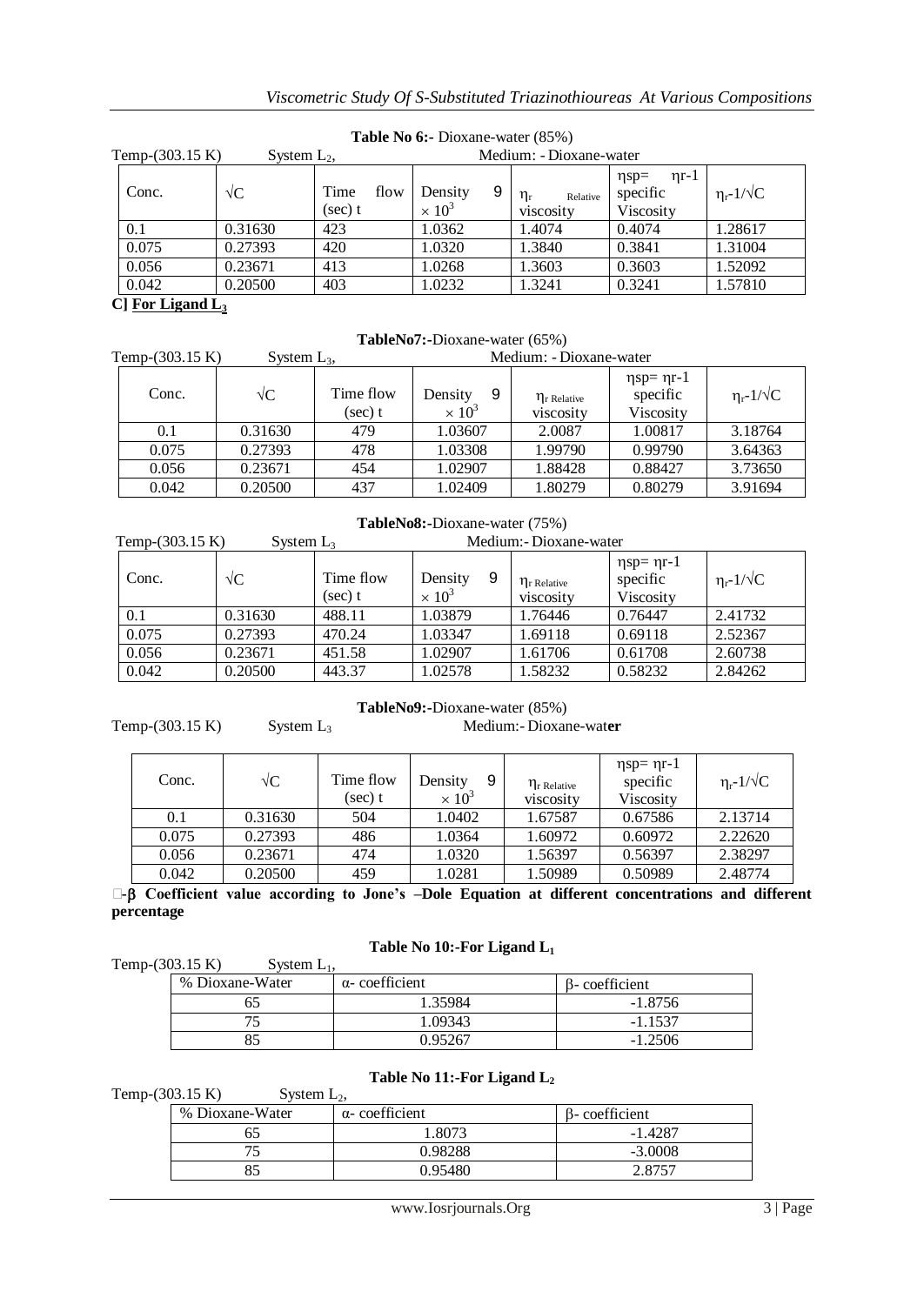**Table No 6:-** Dioxane-water (85%)

Temp-(303.15 K) System $L_2$, Medium: - Dioxane-water

| Conc. | √C | Time flow (sec) t | Density 9 $\times 10^3$ | $\eta_r$ Relative viscosity | ηsp= ηr-1 specific Viscosity | $\eta_r$-1/√C |
|---|---|---|---|---|---|---|
| 0.1 | 0.31630 | 423 | 1.0362 | 1.4074 | 0.4074 | 1.28617 |
| 0.075 | 0.27393 | 420 | 1.0320 | 1.3840 | 0.3841 | 1.31004 |
| 0.056 | 0.23671 | 413 | 1.0268 | 1.3603 | 0.3603 | 1.52092 |
| 0.042 | 0.20500 | 403 | 1.0232 | 1.3241 | 0.3241 | 1.57810 |

**C] For Ligand $L_3$**

**TableNo7:-**Dioxane-water (65%)

Temp-(303.15 K) System $L_3$, Medium: - Dioxane-water

| Conc. | √C | Time flow (sec) t | Density 9 $\times 10^3$ | $\eta_r$ Relative viscosity | ηsp= ηr-1 specific Viscosity | $\eta_r$-1/√C |
|---|---|---|---|---|---|---|
| 0.1 | 0.31630 | 479 | 1.03607 | 2.0087 | 1.00817 | 3.18764 |
| 0.075 | 0.27393 | 478 | 1.03308 | 1.99790 | 0.99790 | 3.64363 |
| 0.056 | 0.23671 | 454 | 1.02907 | 1.88428 | 0.88427 | 3.73650 |
| 0.042 | 0.20500 | 437 | 1.02409 | 1.80279 | 0.80279 | 3.91694 |

**TableNo8:-**Dioxane-water (75%)

Temp-(303.15 K) System $L_3$ Medium:- Dioxane-water

| Conc. | √C | Time flow (sec) t | Density 9 $\times 10^3$ | $\eta_r$ Relative viscosity | ηsp= ηr-1 specific Viscosity | $\eta_r$-1/√C |
|---|---|---|---|---|---|---|
| 0.1 | 0.31630 | 488.11 | 1.03879 | 1.76446 | 0.76447 | 2.41732 |
| 0.075 | 0.27393 | 470.24 | 1.03347 | 1.69118 | 0.69118 | 2.52367 |
| 0.056 | 0.23671 | 451.58 | 1.02907 | 1.61706 | 0.61708 | 2.60738 |
| 0.042 | 0.20500 | 443.37 | 1.02578 | 1.58232 | 0.58232 | 2.84262 |

**TableNo9:-**Dioxane-water (85%)

Temp-(303.15 K) System $L_3$ Medium:- Dioxane-wat**er**

| Conc. | √C | Time flow (sec) t | Density 9 $\times 10^3$ | $\eta_r$ Relative viscosity | ηsp= ηr-1 specific Viscosity | $\eta_r$-1/√C |
|---|---|---|---|---|---|---|
| 0.1 | 0.31630 | 504 | 1.0402 | 1.67587 | 0.67586 | 2.13714 |
| 0.075 | 0.27393 | 486 | 1.0364 | 1.60972 | 0.60972 | 2.22620 |
| 0.056 | 0.23671 | 474 | 1.0320 | 1.56397 | 0.56397 | 2.38297 |
| 0.042 | 0.20500 | 459 | 1.0281 | 1.50989 | 0.50989 | 2.48774 |

**-β Coefficient value according to Jone's –Dole Equation at different concentrations and different percentage**

**Table No 10:-For Ligand $L_1$**

Temp-(303.15 K) System $L_1$,

| % Dioxane-Water | α- coefficient | β- coefficient |
|---|---|---|
| 65 | 1.35984 | -1.8756 |
| 75 | 1.09343 | -1.1537 |
| 85 | 0.95267 | -1.2506 |

**Table No 11:-For Ligand $L_2$**

Temp-(303.15 K) System $L_2$,

| % Dioxane-Water | α- coefficient | β- coefficient |
|---|---|---|
| 65 | 1.8073 | -1.4287 |
| 75 | 0.98288 | -3.0008 |
| 85 | 0.95480 | 2.8757 |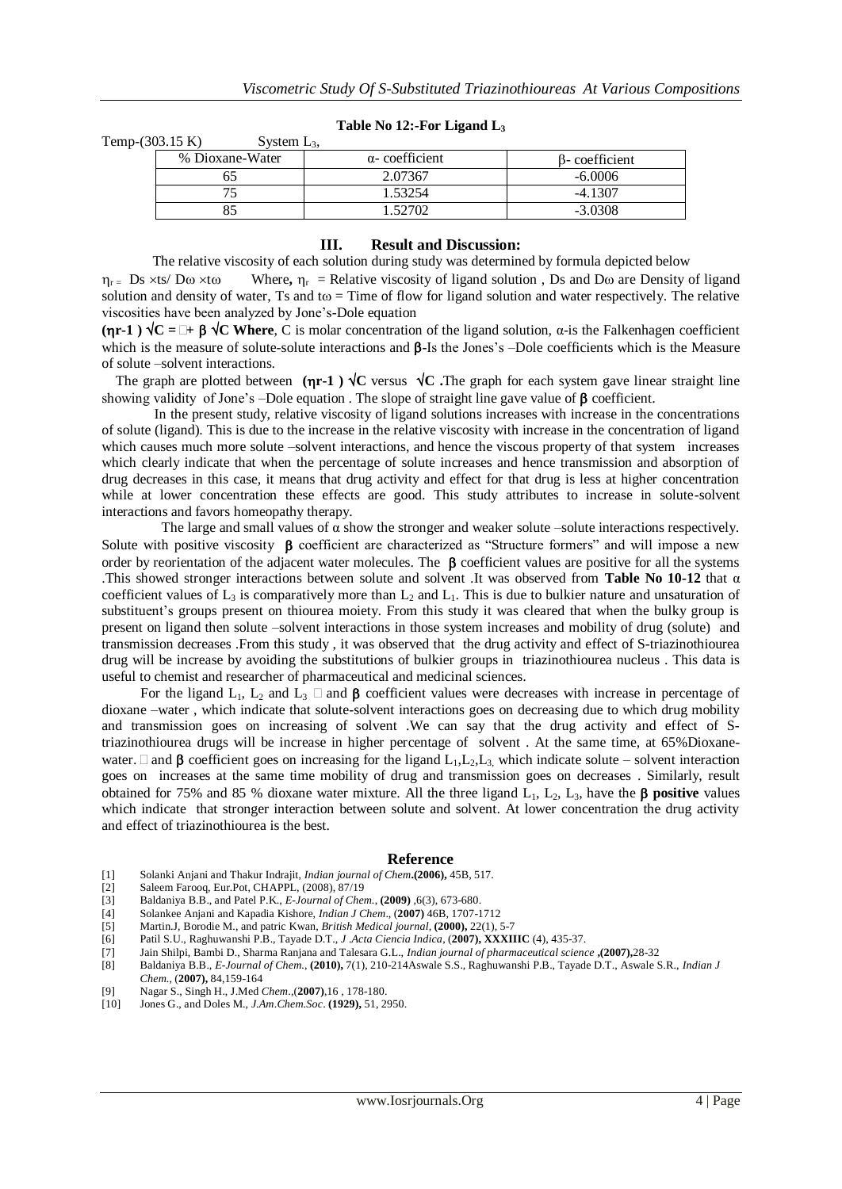**Table No 12:-For Ligand $L_3$**

Temp-(303.15 K)  System $L_3$,

| % Dioxane-Water | α- coefficient | β- coefficient |
|---|---|---|
| 65 | 2.07367 | -6.0006 |
| 75 | 1.53254 | -4.1307 |
| 85 | 1.52702 | -3.0308 |

## III. Result and Discussion:

The relative viscosity of each solution during study was determined by formula depicted below

$\eta_r = Ds \times ts / D\omega \times t\omega$ Where, $\eta_r$ = Relative viscosity of ligand solution , Ds and Dω are Density of ligand solution and density of water, Ts and tω = Time of flow for ligand solution and water respectively. The relative viscosities have been analyzed by Jone's-Dole equation

**($\eta r$-1 ) $\sqrt{C}$ = + β $\sqrt{C}$ Where**, C is molar concentration of the ligand solution, α-is the Falkenhagen coefficient which is the measure of solute-solute interactions and **β**-Is the Jones's –Dole coefficients which is the Measure of solute –solvent interactions.

The graph are plotted between **($\eta r$-1 ) $\sqrt{C}$** versus **$\sqrt{C}$** **.**The graph for each system gave linear straight line showing validity of Jone's –Dole equation . The slope of straight line gave value of **β** coefficient.

In the present study, relative viscosity of ligand solutions increases with increase in the concentrations of solute (ligand). This is due to the increase in the relative viscosity with increase in the concentration of ligand which causes much more solute –solvent interactions, and hence the viscous property of that system increases which clearly indicate that when the percentage of solute increases and hence transmission and absorption of drug decreases in this case, it means that drug activity and effect for that drug is less at higher concentration while at lower concentration these effects are good. This study attributes to increase in solute-solvent interactions and favors homeopathy therapy.

The large and small values of α show the stronger and weaker solute –solute interactions respectively. Solute with positive viscosity **β** coefficient are characterized as "Structure formers" and will impose a new order by reorientation of the adjacent water molecules. The **β** coefficient values are positive for all the systems .This showed stronger interactions between solute and solvent .It was observed from **Table No 10-12** that α coefficient values of $L_3$ is comparatively more than $L_2$ and $L_1$. This is due to bulkier nature and unsaturation of substituent's groups present on thiourea moiety. From this study it was cleared that when the bulky group is present on ligand then solute –solvent interactions in those system increases and mobility of drug (solute) and transmission decreases .From this study , it was observed that the drug activity and effect of S-triazinothiourea drug will be increase by avoiding the substitutions of bulkier groups in triazinothiourea nucleus . This data is useful to chemist and researcher of pharmaceutical and medicinal sciences.

For the ligand $L_1$, $L_2$ and $L_3$ and **β** coefficient values were decreases with increase in percentage of dioxane –water , which indicate that solute-solvent interactions goes on decreasing due to which drug mobility and transmission goes on increasing of solvent .We can say that the drug activity and effect of S-triazinothiourea drugs will be increase in higher percentage of solvent . At the same time, at 65%Dioxane-water. and **β** coefficient goes on increasing for the ligand $L_1$,$L_2$,$L_3$, which indicate solute – solvent interaction goes on increases at the same time mobility of drug and transmission goes on decreases . Similarly, result obtained for 75% and 85 % dioxane water mixture. All the three ligand $L_1$, $L_2$, $L_3$, have the **β positive** values which indicate that stronger interaction between solute and solvent. At lower concentration the drug activity and effect of triazinothiourea is the best.

## Reference

[1] Solanki Anjani and Thakur Indrajit, *Indian journal of Chem*.**(2006),** 45B, 517.
[2] Saleem Farooq, Eur.Pot, CHAPPL, (2008), 87/19
[3] Baldaniya B.B., and Patel P.K., *E-Journal of Chem.*, **(2009)** ,6(3), 673-680.
[4] Solankee Anjani and Kapadia Kishore, *Indian J Chem*., (**2007)** 46B, 1707-1712
[5] Martin.J, Borodie M., and patric Kwan, *British Medical journal,* **(2000),** 22(1), 5-7
[6] Patil S.U., Raghuwanshi P.B., Tayade D.T., *J .Acta Ciencia Indica*, (**2007), XXXIIIC** (4), 435-37.
[7] Jain Shilpi, Bambi D., Sharma Ranjana and Talesara G.L., *Indian journal of pharmaceutical science* **,(2007),**28-32
[8] Baldaniya B.B., *E-Journal of Chem.*, **(2010),** 7(1), 210-214Aswale S.S., Raghuwanshi P.B., Tayade D.T., Aswale S.R., *Indian J Chem.*, (**2007),** 84,159-164
[9] Nagar S., Singh H., J.Med *Chem*.,(**2007)**,16 , 178-180.
[10] Jones G., and Doles M., *J.Am.Chem.Soc*. **(1929),** 51, 2950.